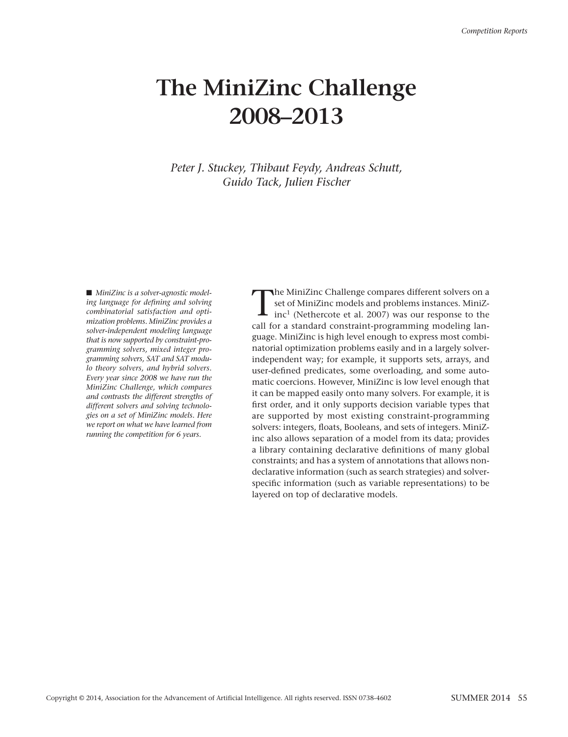# The MiniZinc Challenge 2008–2013

*Peter J. Stuckey, Thibaut Feydy, Andreas Schutt, Guido Tack, Julien Fischer*

■ *MiniZinc is a solver-agnostic modeling language for defining and solving combinatorial satisfaction and optimization problems. MiniZinc provides a solver-independent modeling language that is now supported by constraint-programming solvers, mixed integer programming solvers, SAT and SAT modulo theory solvers, and hybrid solvers. Every year since 2008 we have run the MiniZinc Challenge, which compares and contrasts the different strengths of different solvers and solving technologies on a set of MiniZinc models. Here we report on what we have learned from running the competition for 6 years.*

The MiniZinc Challenge compares different solvers on a set of MiniZinc models and problems instances. MiniZinc[1] (Nethercote et al. 2007) was our response to the call for a standard constraint-programming modeling language. MiniZinc is high level enough to express most combinatorial optimization problems easily and in a largely solver-independent way; for example, it supports sets, arrays, and user-defined predicates, some overloading, and some automatic coercions. However, MiniZinc is low level enough that it can be mapped easily onto many solvers. For example, it is first order, and it only supports decision variable types that are supported by most existing constraint-programming solvers: integers, floats, Booleans, and sets of integers. MiniZinc also allows separation of a model from its data; provides a library containing declarative definitions of many global constraints; and has a system of annotations that allows nondeclarative information (such as search strategies) and solver-specific information (such as variable representations) to be layered on top of declarative models.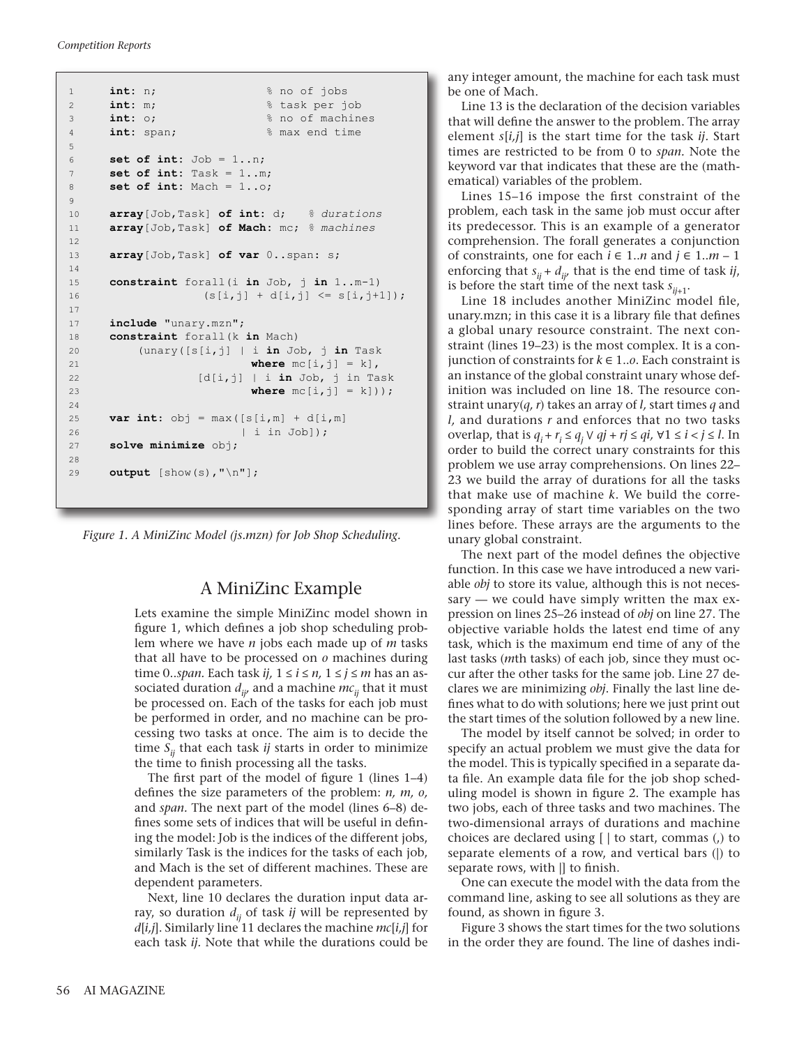```
1     int: n;                  % no of jobs
2     int: m;                  % task per job
3     int: o;                  % no of machines
4     int: span;               % max end time
5
6     set of int: Job = 1..n;
7     set of int: Task = 1..m;
8     set of int: Mach = 1..o;
9
10    array[Job,Task] of int: d;   % durations
11    array[Job,Task] of Mach: mc; % machines
12
13    array[Job,Task] of var 0..span: s;
14
15    constraint forall(i in Job, j in 1..m-1)
16                  (s[i,j] + d[i,j] <= s[i,j+1]);
17
17    include "unary.mzn";
18    constraint forall(k in Mach)
20        (unary([s[i,j] | i in Job, j in Task
21                        where mc[i,j] = k],
22                  [d[i,j] | i in Job, j in Task
23                        where mc[i,j] = k]));
24
25    var int: obj = max([s[i,m] + d[i,m]
26                        | i in Job]);
27    solve minimize obj;
28
29    output [show(s),"\n"];
```

*Figure 1. A MiniZinc Model (js.mzn) for Job Shop Scheduling.*

## A MiniZinc Example

Lets examine the simple MiniZinc model shown in figure 1, which defines a job shop scheduling problem where we have *n* jobs each made up of *m* tasks that all have to be processed on *o* machines during time 0..*span*. Each task *ij*, $1 \leq i \leq n$, $1 \leq j \leq m$ has an associated duration $d_{ij}$, and a machine $mc_{ij}$ that it must be processed on. Each of the tasks for each job must be performed in order, and no machine can be processing two tasks at once. The aim is to decide the time $S_{ij}$ that each task *ij* starts in order to minimize the time to finish processing all the tasks.

The first part of the model of figure 1 (lines 1–4) defines the size parameters of the problem: *n, m, o,* and *span*. The next part of the model (lines 6–8) defines some sets of indices that will be useful in defining the model: Job is the indices of the different jobs, similarly Task is the indices for the tasks of each job, and Mach is the set of different machines. These are dependent parameters.

Next, line 10 declares the duration input data array, so duration $d_{ij}$ of task *ij* will be represented by *d*[*i,j*]. Similarly line 11 declares the machine *mc*[*i,j*] for each task *ij*. Note that while the durations could be any integer amount, the machine for each task must be one of Mach.

Line 13 is the declaration of the decision variables that will define the answer to the problem. The array element *s*[*i,j*] is the start time for the task *ij*. Start times are restricted to be from 0 to *span*. Note the keyword var that indicates that these are the (mathematical) variables of the problem.

Lines 15–16 impose the first constraint of the problem, each task in the same job must occur after its predecessor. This is an example of a generator comprehension. The forall generates a conjunction of constraints, one for each $i \in 1..n$ and $j \in 1..m - 1$ enforcing that $s_{ij} + d_{ij}$, that is the end time of task *ij*, is before the start time of the next task $s_{ij+1}$.

Line 18 includes another MiniZinc model file, unary.mzn; in this case it is a library file that defines a global unary resource constraint. The next constraint (lines 19–23) is the most complex. It is a conjunction of constraints for $k \in 1..o$. Each constraint is an instance of the global constraint unary whose definition was included on line 18. The resource constraint unary(*q, r*) takes an array of *l*, start times *q* and *l*, and durations *r* and enforces that no two tasks overlap, that is $q_i + r_i \leq q_j \vee qj + rj \leq qi, \forall 1 \leq i < j \leq l$. In order to build the correct unary constraints for this problem we use array comprehensions. On lines 22–23 we build the array of durations for all the tasks that make use of machine *k*. We build the corresponding array of start time variables on the two lines before. These arrays are the arguments to the unary global constraint.

The next part of the model defines the objective function. In this case we have introduced a new variable *obj* to store its value, although this is not necessary — we could have simply written the max expression on lines 25–26 instead of *obj* on line 27. The objective variable holds the latest end time of any task, which is the maximum end time of any of the last tasks (*m*th tasks) of each job, since they must occur after the other tasks for the same job. Line 27 declares we are minimizing *obj*. Finally the last line defines what to do with solutions; here we just print out the start times of the solution followed by a new line.

The model by itself cannot be solved; in order to specify an actual problem we must give the data for the model. This is typically specified in a separate data file. An example data file for the job shop scheduling model is shown in figure 2. The example has two jobs, each of three tasks and two machines. The two-dimensional arrays of durations and machine choices are declared using [| to start, commas (,) to separate elements of a row, and vertical bars (|) to separate rows, with |] to finish.

One can execute the model with the data from the command line, asking to see all solutions as they are found, as shown in figure 3.

Figure 3 shows the start times for the two solutions in the order they are found. The line of dashes indi-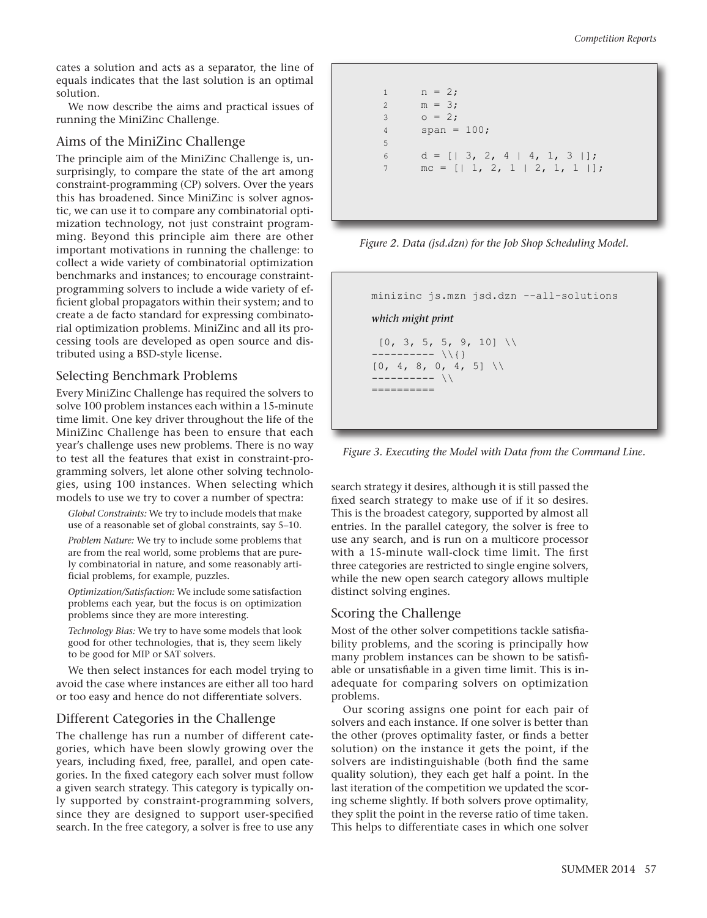cates a solution and acts as a separator, the line of equals indicates that the last solution is an optimal solution.

We now describe the aims and practical issues of running the MiniZinc Challenge.

## Aims of the MiniZinc Challenge

The principle aim of the MiniZinc Challenge is, unsurprisingly, to compare the state of the art among constraint-programming (CP) solvers. Over the years this has broadened. Since MiniZinc is solver agnostic, we can use it to compare any combinatorial optimization technology, not just constraint programming. Beyond this principle aim there are other important motivations in running the challenge: to collect a wide variety of combinatorial optimization benchmarks and instances; to encourage constraint-programming solvers to include a wide variety of efficient global propagators within their system; and to create a de facto standard for expressing combinatorial optimization problems. MiniZinc and all its processing tools are developed as open source and distributed using a BSD-style license.

## Selecting Benchmark Problems

Every MiniZinc Challenge has required the solvers to solve 100 problem instances each within a 15-minute time limit. One key driver throughout the life of the MiniZinc Challenge has been to ensure that each year's challenge uses new problems. There is no way to test all the features that exist in constraint-programming solvers, let alone other solving technologies, using 100 instances. When selecting which models to use we try to cover a number of spectra:

*Global Constraints:* We try to include models that make use of a reasonable set of global constraints, say 5–10.

*Problem Nature:* We try to include some problems that are from the real world, some problems that are purely combinatorial in nature, and some reasonably artificial problems, for example, puzzles.

*Optimization/Satisfaction:* We include some satisfaction problems each year, but the focus is on optimization problems since they are more interesting.

*Technology Bias:* We try to have some models that look good for other technologies, that is, they seem likely to be good for MIP or SAT solvers.

We then select instances for each model trying to avoid the case where instances are either all too hard or too easy and hence do not differentiate solvers.

## Different Categories in the Challenge

The challenge has run a number of different categories, which have been slowly growing over the years, including fixed, free, parallel, and open categories. In the fixed category each solver must follow a given search strategy. This category is typically only supported by constraint-programming solvers, since they are designed to support user-specified search. In the free category, a solver is free to use any search strategy it desires, although it is still passed the fixed search strategy to make use of if it so desires. This is the broadest category, supported by almost all entries. In the parallel category, the solver is free to use any search, and is run on a multicore processor with a 15-minute wall-clock time limit. The first three categories are restricted to single engine solvers, while the new open search category allows multiple distinct solving engines.

```
1    n = 2;
2    m = 3;
3    o = 2;
4    span = 100;
5
6    d = [| 3, 2, 4 | 4, 1, 3 |];
7    mc = [| 1, 2, 1 | 2, 1, 1 |];
```

*Figure 2. Data (jsd.dzn) for the Job Shop Scheduling Model.*

```
minizinc js.mzn jsd.dzn --all-solutions
```

*which might print*

```
 [0, 3, 5, 5, 9, 10] \\
---------- \\{}
[0, 4, 8, 0, 4, 5] \\
---------- \\
==========
```

*Figure 3. Executing the Model with Data from the Command Line.*

## Scoring the Challenge

Most of the other solver competitions tackle satisfiability problems, and the scoring is principally how many problem instances can be shown to be satisfiable or unsatisfiable in a given time limit. This is inadequate for comparing solvers on optimization problems.

Our scoring assigns one point for each pair of solvers and each instance. If one solver is better than the other (proves optimality faster, or finds a better solution) on the instance it gets the point, if the solvers are indistinguishable (both find the same quality solution), they each get half a point. In the last iteration of the competition we updated the scoring scheme slightly. If both solvers prove optimality, they split the point in the reverse ratio of time taken. This helps to differentiate cases in which one solver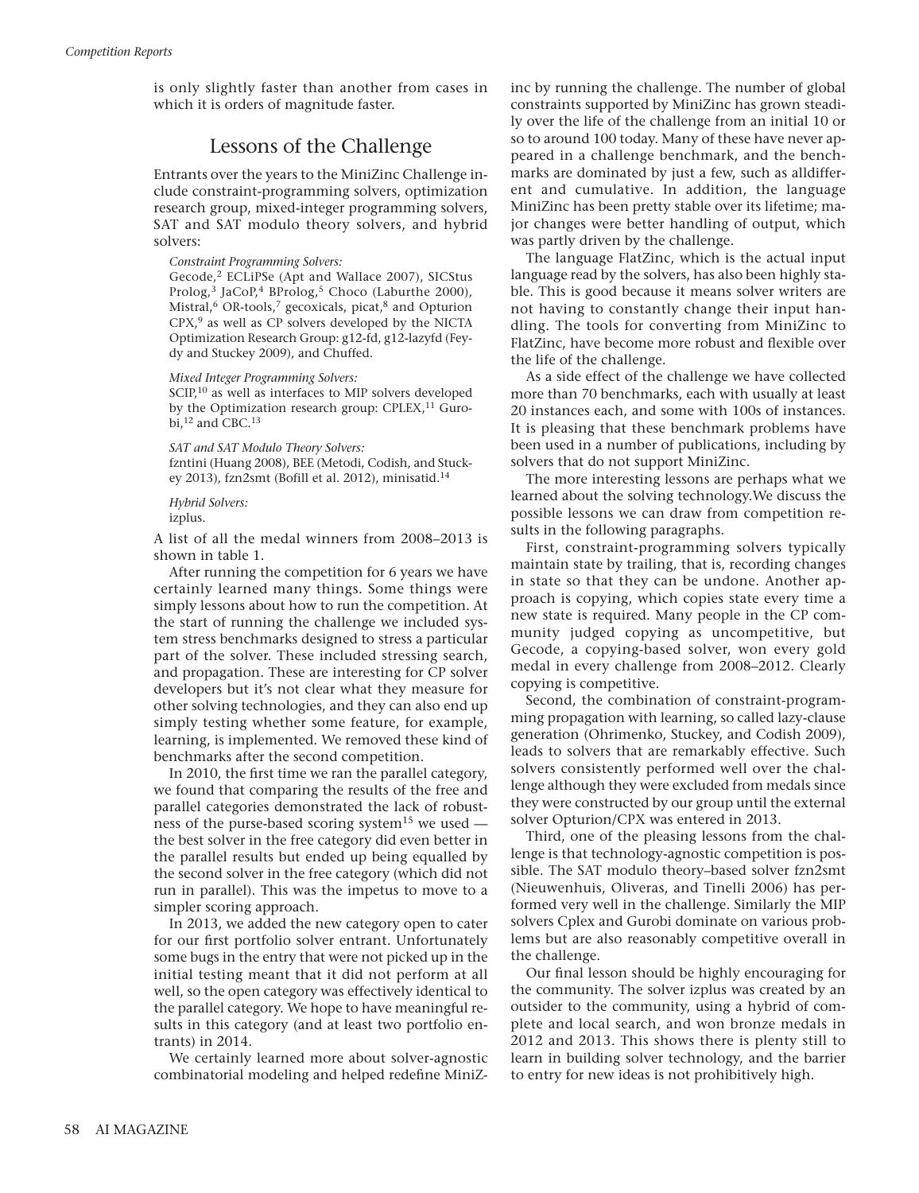is only slightly faster than another from cases in which it is orders of magnitude faster.

## Lessons of the Challenge

Entrants over the years to the MiniZinc Challenge include constraint-programming solvers, optimization research group, mixed-integer programming solvers, SAT and SAT modulo theory solvers, and hybrid solvers:

*Constraint Programming Solvers:*
Gecode,[2] ECLiPSe (Apt and Wallace 2007), SICStus Prolog,[3] JaCoP,[4] BProlog,[5] Choco (Laburthe 2000), Mistral,[6] OR-tools,[7] gecoxicals, picat,[8] and Opturion CPX,[9] as well as CP solvers developed by the NICTA Optimization Research Group: g12-fd, g12-lazyfd (Feydy and Stuckey 2009), and Chuffed.

*Mixed Integer Programming Solvers:*
SCIP,[10] as well as interfaces to MIP solvers developed by the Optimization research group: CPLEX,[11] Gurobi,[12] and CBC.[13]

*SAT and SAT Modulo Theory Solvers:*
fzntini (Huang 2008), BEE (Metodi, Codish, and Stuckey 2013), fzn2smt (Bofill et al. 2012), minisatid.[14]

*Hybrid Solvers:*
izplus.

A list of all the medal winners from 2008–2013 is shown in table 1.

After running the competition for 6 years we have certainly learned many things. Some things were simply lessons about how to run the competition. At the start of running the challenge we included system stress benchmarks designed to stress a particular part of the solver. These included stressing search, and propagation. These are interesting for CP solver developers but it's not clear what they measure for other solving technologies, and they can also end up simply testing whether some feature, for example, learning, is implemented. We removed these kind of benchmarks after the second competition.

In 2010, the first time we ran the parallel category, we found that comparing the results of the free and parallel categories demonstrated the lack of robustness of the purse-based scoring system[15] we used — the best solver in the free category did even better in the parallel results but ended up being equalled by the second solver in the free category (which did not run in parallel). This was the impetus to move to a simpler scoring approach.

In 2013, we added the new category open to cater for our first portfolio solver entrant. Unfortunately some bugs in the entry that were not picked up in the initial testing meant that it did not perform at all well, so the open category was effectively identical to the parallel category. We hope to have meaningful results in this category (and at least two portfolio entrants) in 2014.

We certainly learned more about solver-agnostic combinatorial modeling and helped redefine MiniZinc by running the challenge. The number of global constraints supported by MiniZinc has grown steadily over the life of the challenge from an initial 10 or so to around 100 today. Many of these have never appeared in a challenge benchmark, and the benchmarks are dominated by just a few, such as alldifferent and cumulative. In addition, the language MiniZinc has been pretty stable over its lifetime; major changes were better handling of output, which was partly driven by the challenge.

The language FlatZinc, which is the actual input language read by the solvers, has also been highly stable. This is good because it means solver writers are not having to constantly change their input handling. The tools for converting from MiniZinc to FlatZinc, have become more robust and flexible over the life of the challenge.

As a side effect of the challenge we have collected more than 70 benchmarks, each with usually at least 20 instances each, and some with 100s of instances. It is pleasing that these benchmark problems have been used in a number of publications, including by solvers that do not support MiniZinc.

The more interesting lessons are perhaps what we learned about the solving technology.We discuss the possible lessons we can draw from competition results in the following paragraphs.

First, constraint-programming solvers typically maintain state by trailing, that is, recording changes in state so that they can be undone. Another approach is copying, which copies state every time a new state is required. Many people in the CP community judged copying as uncompetitive, but Gecode, a copying-based solver, won every gold medal in every challenge from 2008–2012. Clearly copying is competitive.

Second, the combination of constraint-programming propagation with learning, so called lazy-clause generation (Ohrimenko, Stuckey, and Codish 2009), leads to solvers that are remarkably effective. Such solvers consistently performed well over the challenge although they were excluded from medals since they were constructed by our group until the external solver Opturion/CPX was entered in 2013.

Third, one of the pleasing lessons from the challenge is that technology-agnostic competition is possible. The SAT modulo theory–based solver fzn2smt (Nieuwenhuis, Oliveras, and Tinelli 2006) has performed very well in the challenge. Similarly the MIP solvers Cplex and Gurobi dominate on various problems but are also reasonably competitive overall in the challenge.

Our final lesson should be highly encouraging for the community. The solver izplus was created by an outsider to the community, using a hybrid of complete and local search, and won bronze medals in 2012 and 2013. This shows there is plenty still to learn in building solver technology, and the barrier to entry for new ideas is not prohibitively high.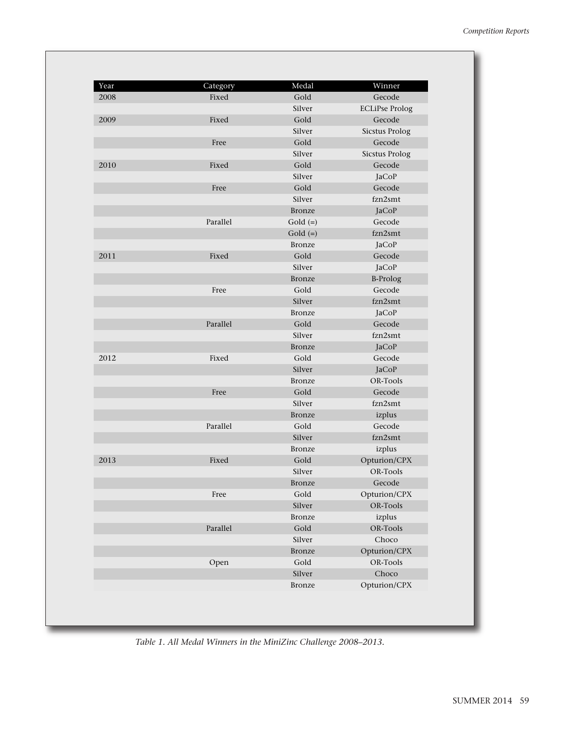| Year | Category | Medal | Winner |
|---|---|---|---|
| 2008 | Fixed | Gold | Gecode |
| | | Silver | ECLiPse Prolog |
| 2009 | Fixed | Gold | Gecode |
| | | Silver | Sicstus Prolog |
| | Free | Gold | Gecode |
| | | Silver | Sicstus Prolog |
| 2010 | Fixed | Gold | Gecode |
| | | Silver | JaCoP |
| | Free | Gold | Gecode |
| | | Silver | fzn2smt |
| | | Bronze | JaCoP |
| | Parallel | Gold (=) | Gecode |
| | | Gold (=) | fzn2smt |
| | | Bronze | JaCoP |
| 2011 | Fixed | Gold | Gecode |
| | | Silver | JaCoP |
| | | Bronze | B-Prolog |
| | Free | Gold | Gecode |
| | | Silver | fzn2smt |
| | | Bronze | JaCoP |
| | Parallel | Gold | Gecode |
| | | Silver | fzn2smt |
| | | Bronze | JaCoP |
| 2012 | Fixed | Gold | Gecode |
| | | Silver | JaCoP |
| | | Bronze | OR-Tools |
| | Free | Gold | Gecode |
| | | Silver | fzn2smt |
| | | Bronze | izplus |
| | Parallel | Gold | Gecode |
| | | Silver | fzn2smt |
| | | Bronze | izplus |
| 2013 | Fixed | Gold | Opturion/CPX |
| | | Silver | OR-Tools |
| | | Bronze | Gecode |
| | Free | Gold | Opturion/CPX |
| | | Silver | OR-Tools |
| | | Bronze | izplus |
| | Parallel | Gold | OR-Tools |
| | | Silver | Choco |
| | | Bronze | Opturion/CPX |
| | Open | Gold | OR-Tools |
| | | Silver | Choco |
| | | Bronze | Opturion/CPX |

*Table 1. All Medal Winners in the MiniZinc Challenge 2008–2013.*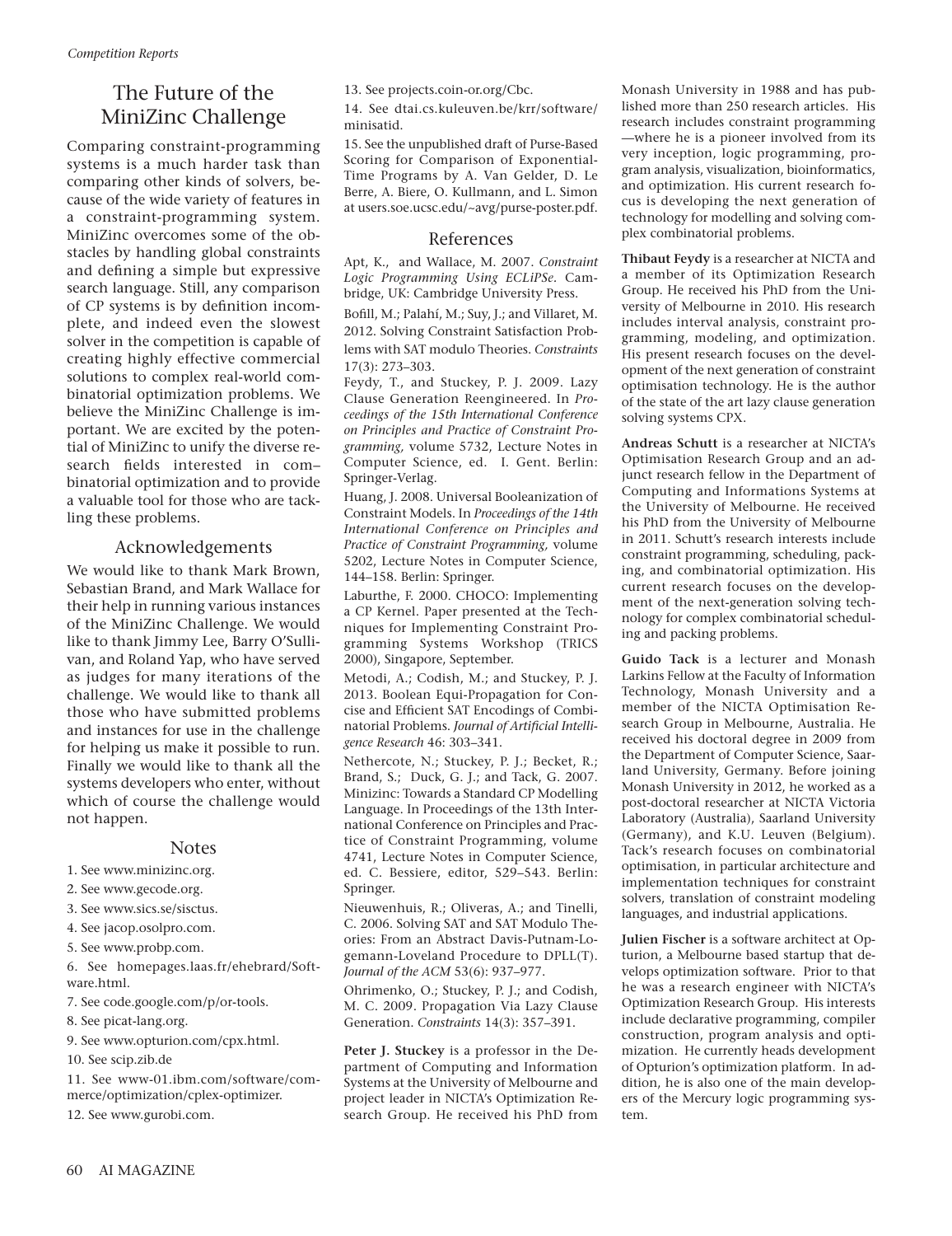## The Future of the MiniZinc Challenge

Comparing constraint-programming systems is a much harder task than comparing other kinds of solvers, because of the wide variety of features in a constraint-programming system. MiniZinc overcomes some of the obstacles by handling global constraints and defining a simple but expressive search language. Still, any comparison of CP systems is by definition incomplete, and indeed even the slowest solver in the competition is capable of creating highly effective commercial solutions to complex real-world combinatorial optimization problems. We believe the MiniZinc Challenge is important. We are excited by the potential of MiniZinc to unify the diverse research fields interested in com–binatorial optimization and to provide a valuable tool for those who are tackling these problems.

## Acknowledgements

We would like to thank Mark Brown, Sebastian Brand, and Mark Wallace for their help in running various instances of the MiniZinc Challenge. We would like to thank Jimmy Lee, Barry O'Sullivan, and Roland Yap, who have served as judges for many iterations of the challenge. We would like to thank all those who have submitted problems and instances for use in the challenge for helping us make it possible to run. Finally we would like to thank all the systems developers who enter, without which of course the challenge would not happen.

## Notes

1. See www.minizinc.org.
2. See www.gecode.org.
3. See www.sics.se/sisctus.
4. See jacop.osolpro.com.
5. See www.probp.com.
6. See homepages.laas.fr/ehebrard/Software.html.
7. See code.google.com/p/or-tools.
8. See picat-lang.org.
9. See www.opturion.com/cpx.html.
10. See scip.zib.de
11. See www-01.ibm.com/software/commerce/optimization/cplex-optimizer.
12. See www.gurobi.com.
13. See projects.coin-or.org/Cbc.
14. See dtai.cs.kuleuven.be/krr/software/minisatid.
15. See the unpublished draft of Purse-Based Scoring for Comparison of Exponential-Time Programs by A. Van Gelder, D. Le Berre, A. Biere, O. Kullmann, and L. Simon at users.soe.ucsc.edu/~avg/purse-poster.pdf.

## References

Apt, K., and Wallace, M. 2007. *Constraint Logic Programming Using ECLiPSe*. Cambridge, UK: Cambridge University Press.

Bofill, M.; Palahí, M.; Suy, J.; and Villaret, M. 2012. Solving Constraint Satisfaction Problems with SAT modulo Theories. *Constraints* 17(3): 273–303.

Feydy, T., and Stuckey, P. J. 2009. Lazy Clause Generation Reengineered. In *Proceedings of the 15th International Conference on Principles and Practice of Constraint Programming,* volume 5732, Lecture Notes in Computer Science, ed. I. Gent. Berlin: Springer-Verlag.

Huang, J. 2008. Universal Booleanization of Constraint Models. In *Proceedings of the 14th International Conference on Principles and Practice of Constraint Programming,* volume 5202, Lecture Notes in Computer Science, 144–158. Berlin: Springer.

Laburthe, F. 2000. CHOCO: Implementing a CP Kernel. Paper presented at the Techniques for Implementing Constraint Programming Systems Workshop (TRICS 2000), Singapore, September.

Metodi, A.; Codish, M.; and Stuckey, P. J. 2013. Boolean Equi-Propagation for Concise and Efficient SAT Encodings of Combinatorial Problems. *Journal of Artificial Intelligence Research* 46: 303–341.

Nethercote, N.; Stuckey, P. J.; Becket, R.; Brand, S.; Duck, G. J.; and Tack, G. 2007. Minizinc: Towards a Standard CP Modelling Language. In Proceedings of the 13th International Conference on Principles and Practice of Constraint Programming, volume 4741, Lecture Notes in Computer Science, ed. C. Bessiere, editor, 529–543. Berlin: Springer.

Nieuwenhuis, R.; Oliveras, A.; and Tinelli, C. 2006. Solving SAT and SAT Modulo Theories: From an Abstract Davis-Putnam-Logemann-Loveland Procedure to DPLL(T). *Journal of the ACM* 53(6): 937–977.

Ohrimenko, O.; Stuckey, P. J.; and Codish, M. C. 2009. Propagation Via Lazy Clause Generation. *Constraints* 14(3): 357–391.

**Peter J. Stuckey** is a professor in the Department of Computing and Information Systems at the University of Melbourne and project leader in NICTA's Optimization Research Group. He received his PhD from Monash University in 1988 and has published more than 250 research articles. His research includes constraint programming —where he is a pioneer involved from its very inception, logic programming, program analysis, visualization, bioinformatics, and optimization. His current research focus is developing the next generation of technology for modelling and solving complex combinatorial problems.

**Thibaut Feydy** is a researcher at NICTA and a member of its Optimization Research Group. He received his PhD from the University of Melbourne in 2010. His research includes interval analysis, constraint programming, modeling, and optimization. His present research focuses on the development of the next generation of constraint optimisation technology. He is the author of the state of the art lazy clause generation solving systems CPX.

**Andreas Schutt** is a researcher at NICTA's Optimisation Research Group and an adjunct research fellow in the Department of Computing and Informations Systems at the University of Melbourne. He received his PhD from the University of Melbourne in 2011. Schutt's research interests include constraint programming, scheduling, packing, and combinatorial optimization. His current research focuses on the development of the next-generation solving technology for complex combinatorial scheduling and packing problems.

**Guido Tack** is a lecturer and Monash Larkins Fellow at the Faculty of Information Technology, Monash University and a member of the NICTA Optimisation Research Group in Melbourne, Australia. He received his doctoral degree in 2009 from the Department of Computer Science, Saarland University, Germany. Before joining Monash University in 2012, he worked as a post-doctoral researcher at NICTA Victoria Laboratory (Australia), Saarland University (Germany), and K.U. Leuven (Belgium). Tack's research focuses on combinatorial optimisation, in particular architecture and implementation techniques for constraint solvers, translation of constraint modeling languages, and industrial applications.

**Julien Fischer** is a software architect at Opturion, a Melbourne based startup that develops optimization software. Prior to that he was a research engineer with NICTA's Optimization Research Group. His interests include declarative programming, compiler construction, program analysis and optimization. He currently heads development of Opturion's optimization platform. In addition, he is also one of the main developers of the Mercury logic programming system.